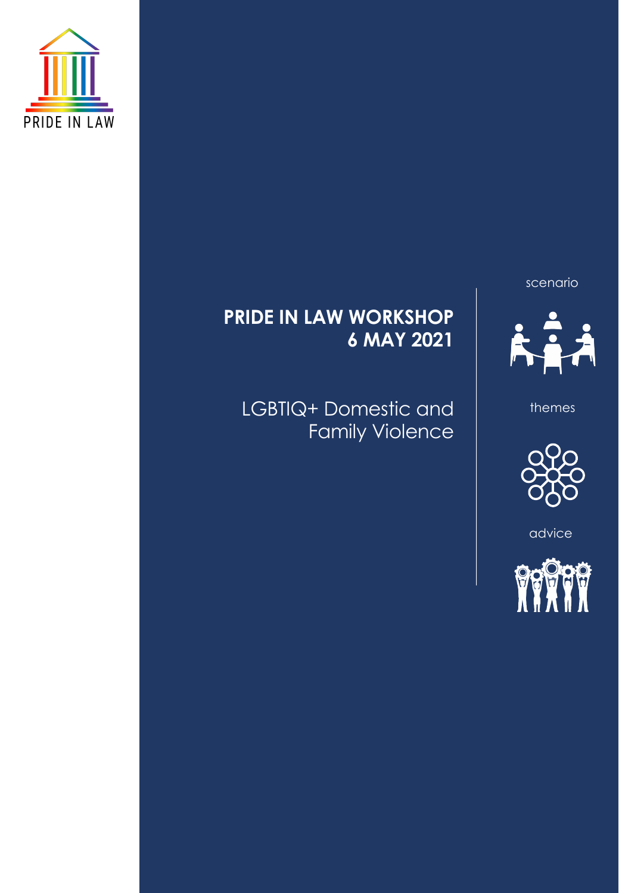PRIDE IN LAW

# PRIDE IN LAW WORKSHOP 6 MAY 2021

## LGBTIQ+ Domestic and Family Violence

scenario

themes

advice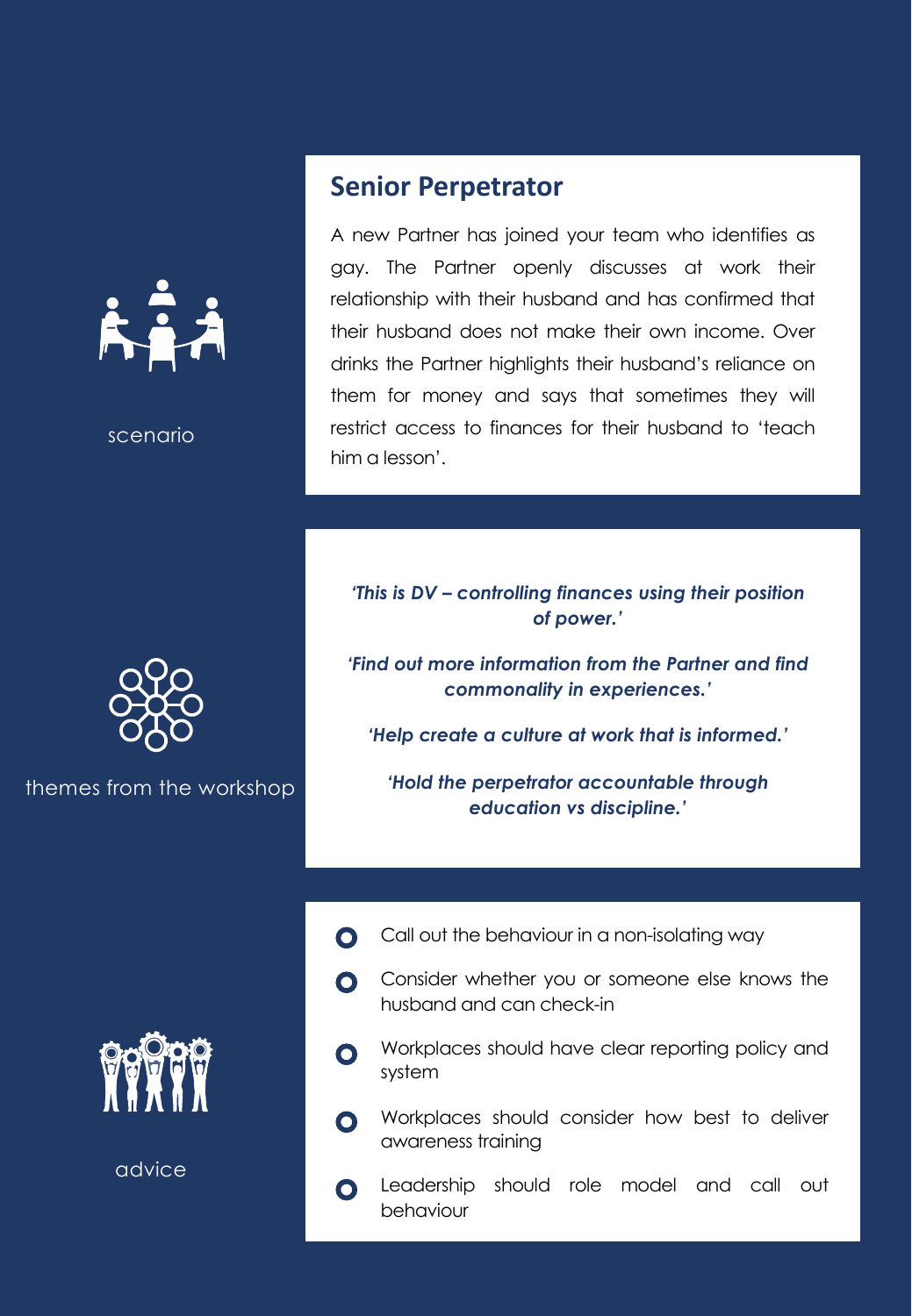## Senior Perpetrator

scenario

A new Partner has joined your team who identifies as gay. The Partner openly discusses at work their relationship with their husband and has confirmed that their husband does not make their own income. Over drinks the Partner highlights their husband's reliance on them for money and says that sometimes they will restrict access to finances for their husband to 'teach him a lesson'.

themes from the workshop

***'This is DV – controlling finances using their position of power.'***

***'Find out more information from the Partner and find commonality in experiences.'***

***'Help create a culture at work that is informed.'***

***'Hold the perpetrator accountable through education vs discipline.'***

advice

- Call out the behaviour in a non-isolating way
- Consider whether you or someone else knows the husband and can check-in
- Workplaces should have clear reporting policy and system
- Workplaces should consider how best to deliver awareness training
- Leadership should role model and call out behaviour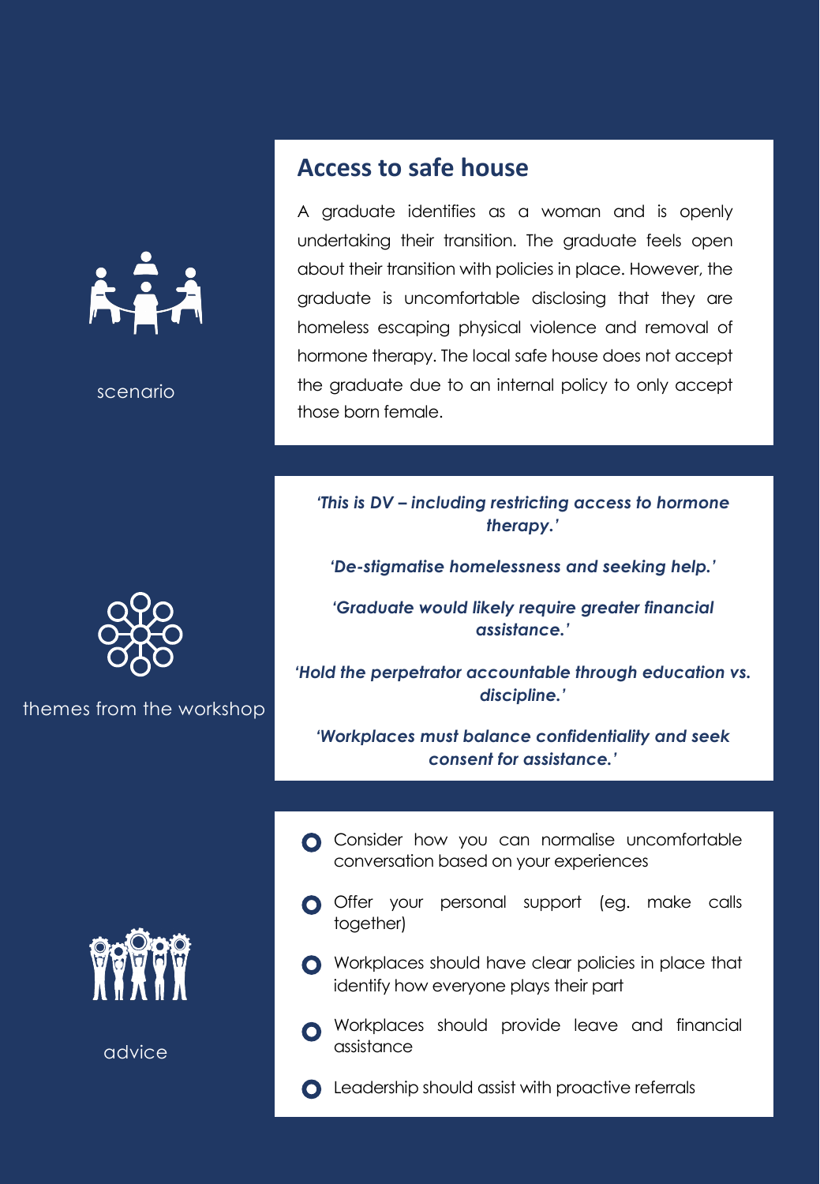scenario

## Access to safe house

A graduate identifies as a woman and is openly undertaking their transition. The graduate feels open about their transition with policies in place. However, the graduate is uncomfortable disclosing that they are homeless escaping physical violence and removal of hormone therapy. The local safe house does not accept the graduate due to an internal policy to only accept those born female.

themes from the workshop

***'This is DV – including restricting access to hormone therapy.'***

***'De-stigmatise homelessness and seeking help.'***

***'Graduate would likely require greater financial assistance.'***

***'Hold the perpetrator accountable through education vs. discipline.'***

***'Workplaces must balance confidentiality and seek consent for assistance.'***

advice

- Consider how you can normalise uncomfortable conversation based on your experiences
- Offer your personal support (eg. make calls together)
- Workplaces should have clear policies in place that identify how everyone plays their part
- Workplaces should provide leave and financial assistance
- Leadership should assist with proactive referrals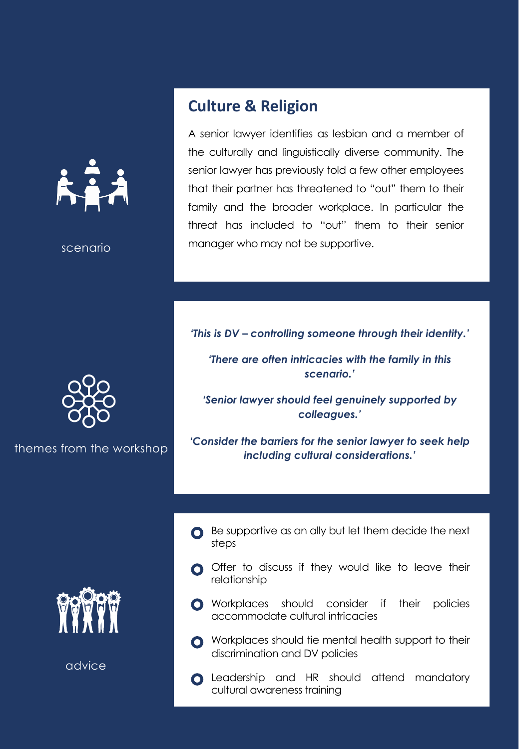scenario

## Culture & Religion

A senior lawyer identifies as lesbian and a member of the culturally and linguistically diverse community. The senior lawyer has previously told a few other employees that their partner has threatened to "out" them to their family and the broader workplace. In particular the threat has included to "out" them to their senior manager who may not be supportive.

themes from the workshop

***'This is DV – controlling someone through their identity.'***

***'There are often intricacies with the family in this scenario.'***

***'Senior lawyer should feel genuinely supported by colleagues.'***

***'Consider the barriers for the senior lawyer to seek help including cultural considerations.'***

advice

- Be supportive as an ally but let them decide the next steps
- Offer to discuss if they would like to leave their relationship
- Workplaces should consider if their policies accommodate cultural intricacies
- Workplaces should tie mental health support to their discrimination and DV policies
- Leadership and HR should attend mandatory cultural awareness training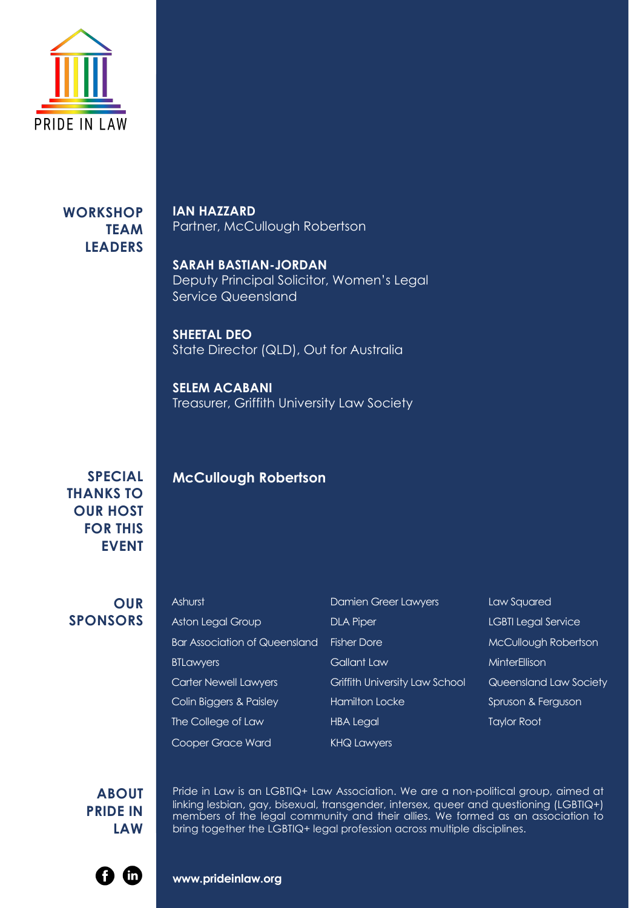PRIDE IN LAW

## WORKSHOP TEAM LEADERS

**IAN HAZZARD**
Partner, McCullough Robertson

**SARAH BASTIAN-JORDAN**
Deputy Principal Solicitor, Women's Legal Service Queensland

**SHEETAL DEO**
State Director (QLD), Out for Australia

**SELEM ACABANI**
Treasurer, Griffith University Law Society

## SPECIAL THANKS TO OUR HOST FOR THIS EVENT

**McCullough Robertson**

## OUR SPONSORS

- Ashurst
- Aston Legal Group
- Bar Association of Queensland
- BTLawyers
- Carter Newell Lawyers
- Colin Biggers & Paisley
- The College of Law
- Cooper Grace Ward
- Damien Greer Lawyers
- DLA Piper
- Fisher Dore
- Gallant Law
- Griffith University Law School
- Hamilton Locke
- HBA Legal
- KHQ Lawyers
- Law Squared
- LGBTI Legal Service
- McCullough Robertson
- MinterEllison
- Queensland Law Society
- Spruson & Ferguson
- Taylor Root

## ABOUT PRIDE IN LAW

Pride in Law is an LGBTIQ+ Law Association. We are a non-political group, aimed at linking lesbian, gay, bisexual, transgender, intersex, queer and questioning (LGBTIQ+) members of the legal community and their allies. We formed as an association to bring together the LGBTIQ+ legal profession across multiple disciplines.

**www.prideinlaw.org**